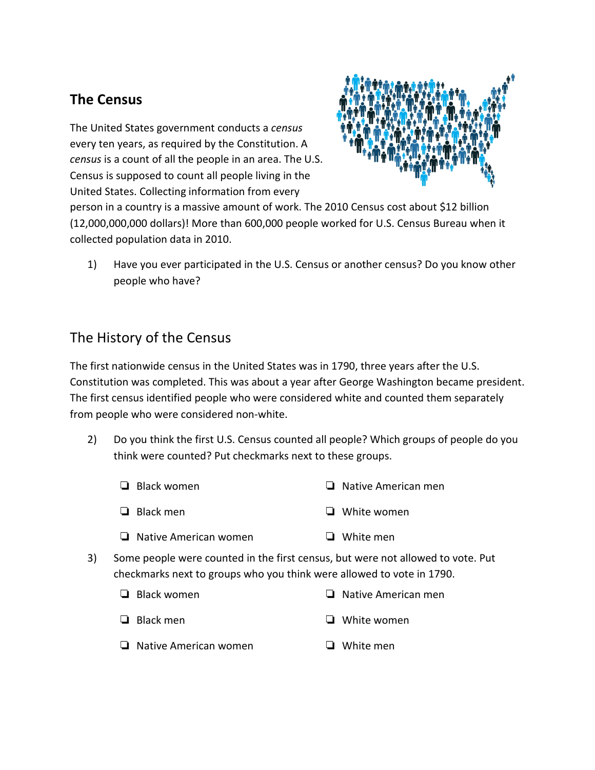## The Census

The United States government conducts a *census* every ten years, as required by the Constitution. A *census* is a count of all the people in an area. The U.S. Census is supposed to count all people living in the United States. Collecting information from every person in a country is a massive amount of work. The 2010 Census cost about $12 billion (12,000,000,000 dollars)! More than 600,000 people worked for U.S. Census Bureau when it collected population data in 2010.

1) Have you ever participated in the U.S. Census or another census? Do you know other people who have?

## The History of the Census

The first nationwide census in the United States was in 1790, three years after the U.S. Constitution was completed. This was about a year after George Washington became president. The first census identified people who were considered white and counted them separately from people who were considered non-white.

2) Do you think the first U.S. Census counted all people? Which groups of people do you think were counted? Put checkmarks next to these groups.

   - ❏ Black women
   - ❏ Black men
   - ❏ Native American women
   - ❏ Native American men
   - ❏ White women
   - ❏ White men

3) Some people were counted in the first census, but were not allowed to vote. Put checkmarks next to groups who you think were allowed to vote in 1790.

   - ❏ Black women
   - ❏ Black men
   - ❏ Native American women
   - ❏ Native American men
   - ❏ White women
   - ❏ White men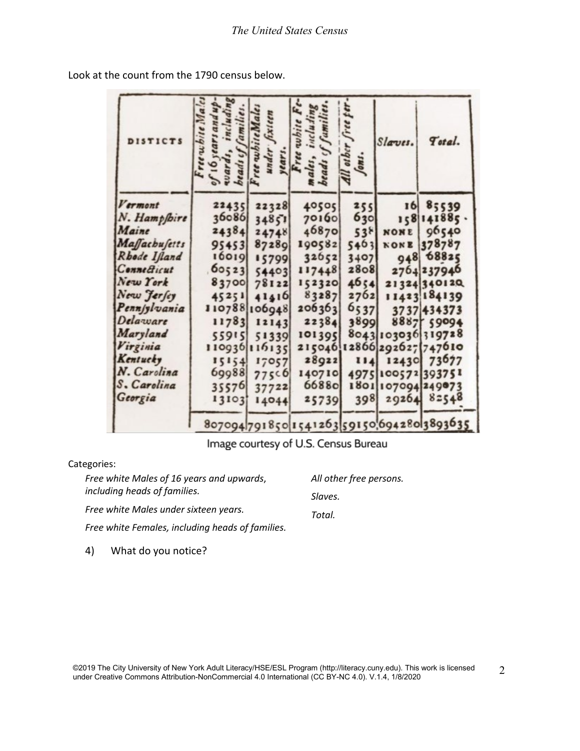Look at the count from the 1790 census below.

| DISTICTS | Free white Males of 16 years and upwards, including heads of families. | Free white Males under sixteen years. | Free white Females, including heads of families. | All other free persons. | Slaves. | Total. |
|---|---|---|---|---|---|---|
| Vermont | 22435 | 22328 | 40505 | 255 | 16 | 85539 |
| N. Hampshire | 36086 | 34851 | 70160 | 630 | 158 | 141885 |
| Maine | 24384 | 24748 | 46870 | 538 | NONE | 96540 |
| Massachusetts | 95453 | 87289 | 190582 | 5463 | NONE | 378787 |
| Rhode Island | 16019 | 15799 | 32652 | 3407 | 948 | 68825 |
| Connecticut | 60523 | 54403 | 117448 | 2808 | 2764 | 237946 |
| New York | 83700 | 78122 | 152320 | 4654 | 21324 | 340120 |
| New Jersey | 45251 | 41416 | 83287 | 2762 | 11423 | 184139 |
| Pennsylvania | 110788 | 106948 | 206363 | 6537 | 3737 | 434373 |
| Delaware | 11783 | 12143 | 22384 | 3899 | 8887 | 59094 |
| Maryland | 55915 | 51339 | 101395 | 8043 | 103036 | 319728 |
| Virginia | 110936 | 116135 | 215046 | 12866 | 292627 | 747610 |
| Kentucky | 15154 | 17057 | 28922 | 114 | 12430 | 73677 |
| N. Carolina | 69988 | 77506 | 140710 | 4975 | 100572 | 393751 |
| S. Carolina | 35576 | 37722 | 66880 | 1801 | 107094 | 249073 |
| Georgia | 13103 | 14044 | 25739 | 398 | 29264 | 82548 |
| | 807094 | 791850 | 1541263 | 59150 | 694280 | 3893635 |

Image courtesy of U.S. Census Bureau

Categories:

*Free white Males of 16 years and upwards, including heads of families.*

*Free white Males under sixteen years.*

*Free white Females, including heads of families.*

*All other free persons.*

*Slaves.*

*Total.*

4) What do you notice?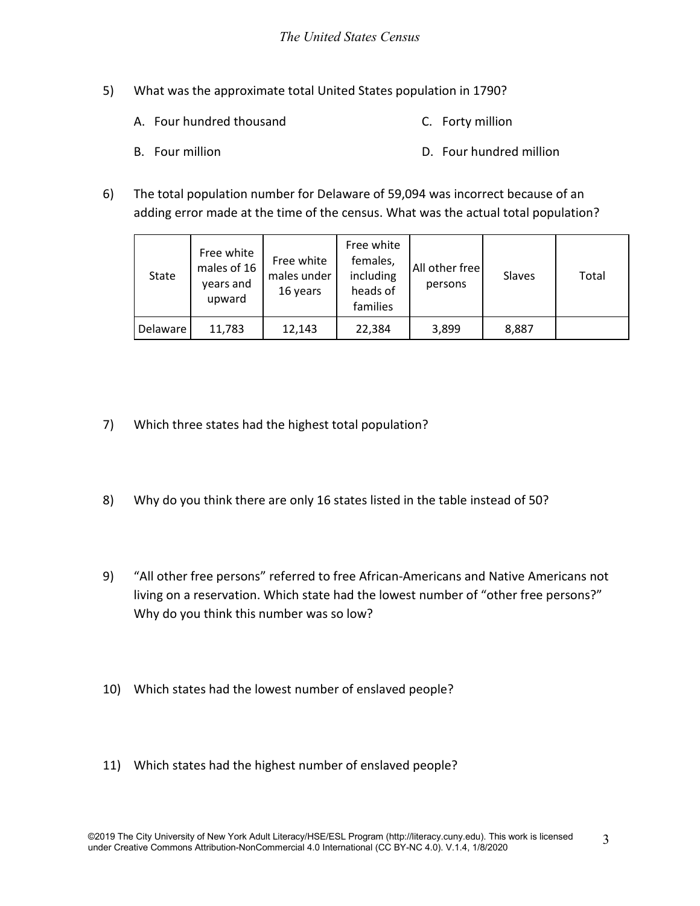5) What was the approximate total United States population in 1790?

A. Four hundred thousand

B. Four million

C. Forty million

D. Four hundred million

6) The total population number for Delaware of 59,094 was incorrect because of an adding error made at the time of the census. What was the actual total population?

| State | Free white males of 16 years and upward | Free white males under 16 years | Free white females, including heads of families | All other free persons | Slaves | Total |
|---|---|---|---|---|---|---|
| Delaware | 11,783 | 12,143 | 22,384 | 3,899 | 8,887 | |

7) Which three states had the highest total population?

8) Why do you think there are only 16 states listed in the table instead of 50?

9) "All other free persons" referred to free African-Americans and Native Americans not living on a reservation. Which state had the lowest number of "other free persons?" Why do you think this number was so low?

10) Which states had the lowest number of enslaved people?

11) Which states had the highest number of enslaved people?

©2019 The City University of New York Adult Literacy/HSE/ESL Program (http://literacy.cuny.edu). This work is licensed under Creative Commons Attribution-NonCommercial 4.0 International (CC BY-NC 4.0). V.1.4, 1/8/2020